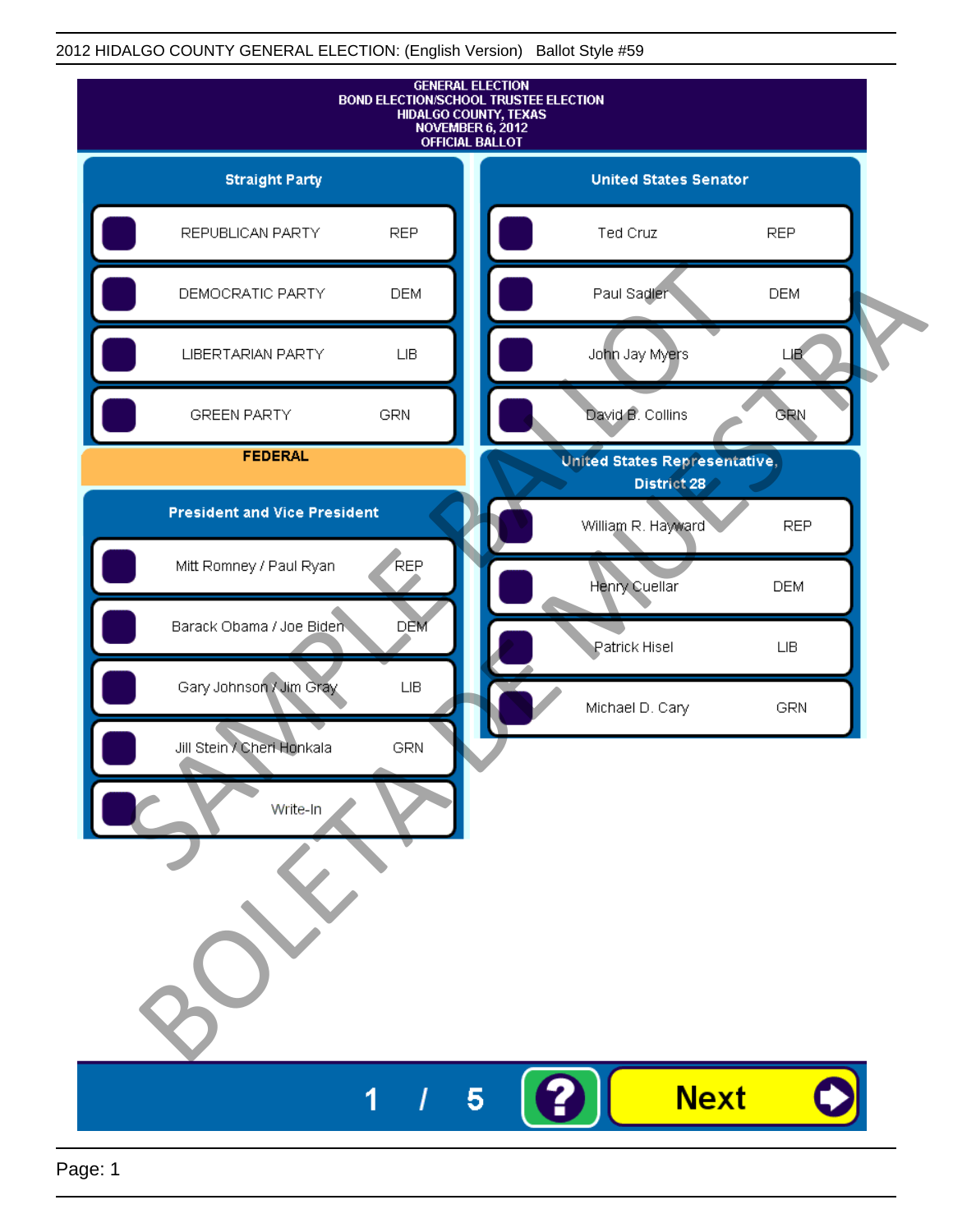2012 HIDALGO COUNTY GENERAL ELECTION: (English Version) Ballot Style #59

# GENERAL ELECTION
# BOND ELECTION/SCHOOL TRUSTEE ELECTION
# HIDALGO COUNTY, TEXAS
# NOVEMBER 6, 2012
# OFFICIAL BALLOT

SAMPLE BALLOT / BOLETA DE MUESTRA

## Straight Party

| | |
|---|---|
| REPUBLICAN PARTY | REP |
| DEMOCRATIC PARTY | DEM |
| LIBERTARIAN PARTY | LIB |
| GREEN PARTY | GRN |

## FEDERAL

### President and Vice President

| | |
|---|---|
| Mitt Romney / Paul Ryan | REP |
| Barack Obama / Joe Biden | DEM |
| Gary Johnson / Jim Gray | LIB |
| Jill Stein / Cheri Honkala | GRN |
| Write-In | |

### United States Senator

| | |
|---|---|
| Ted Cruz | REP |
| Paul Sadler | DEM |
| John Jay Myers | LIB |
| David B. Collins | GRN |

### United States Representative, District 28

| | |
|---|---|
| William R. Hayward | REP |
| Henry Cuellar | DEM |
| Patrick Hisel | LIB |
| Michael D. Cary | GRN |

1 / 5 ? Next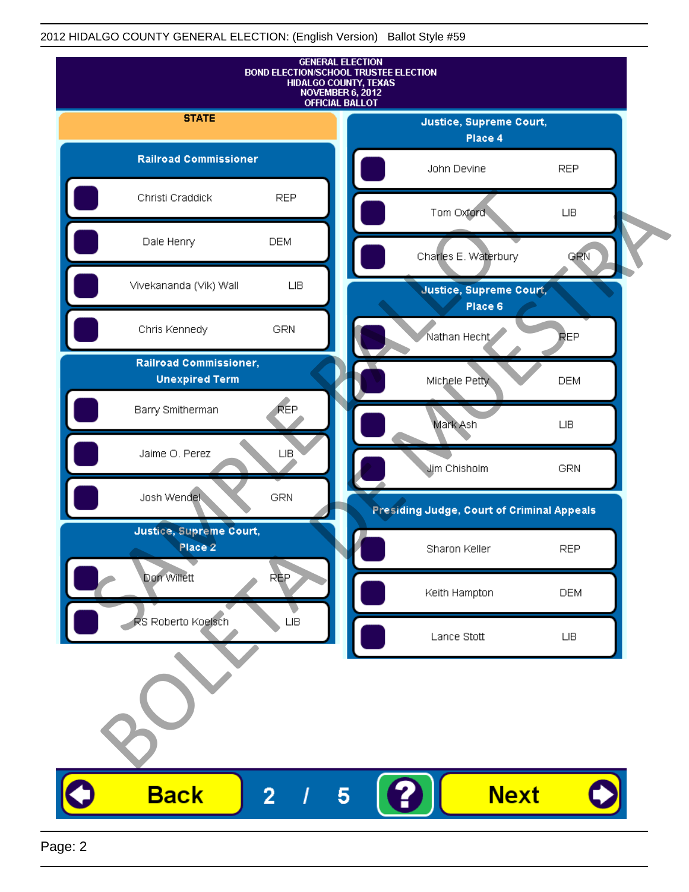GENERAL ELECTION
BOND ELECTION/SCHOOL TRUSTEE ELECTION
HIDALGO COUNTY, TEXAS
NOVEMBER 6, 2012
OFFICIAL BALLOT

## STATE

### Railroad Commissioner

| Candidate | Party |
|---|---|
| Christi Craddick | REP |
| Dale Henry | DEM |
| Vivekananda (Vik) Wall | LIB |
| Chris Kennedy | GRN |

### Railroad Commissioner, Unexpired Term

| Candidate | Party |
|---|---|
| Barry Smitherman | REP |
| Jaime O. Perez | LIB |
| Josh Wendel | GRN |

### Justice, Supreme Court, Place 2

| Candidate | Party |
|---|---|
| Don Willett | REP |
| RS Roberto Koelsch | LIB |

### Justice, Supreme Court, Place 4

| Candidate | Party |
|---|---|
| John Devine | REP |
| Tom Oxford | LIB |
| Charles E. Waterbury | GRN |

### Justice, Supreme Court, Place 6

| Candidate | Party |
|---|---|
| Nathan Hecht | REP |
| Michele Petty | DEM |
| Mark Ash | LIB |
| Jim Chisholm | GRN |

### Presiding Judge, Court of Criminal Appeals

| Candidate | Party |
|---|---|
| Sharon Keller | REP |
| Keith Hampton | DEM |
| Lance Stott | LIB |

SAMPLE BALLOT
BOLETA DE MUESTRA

Back 2 / 5 ? Next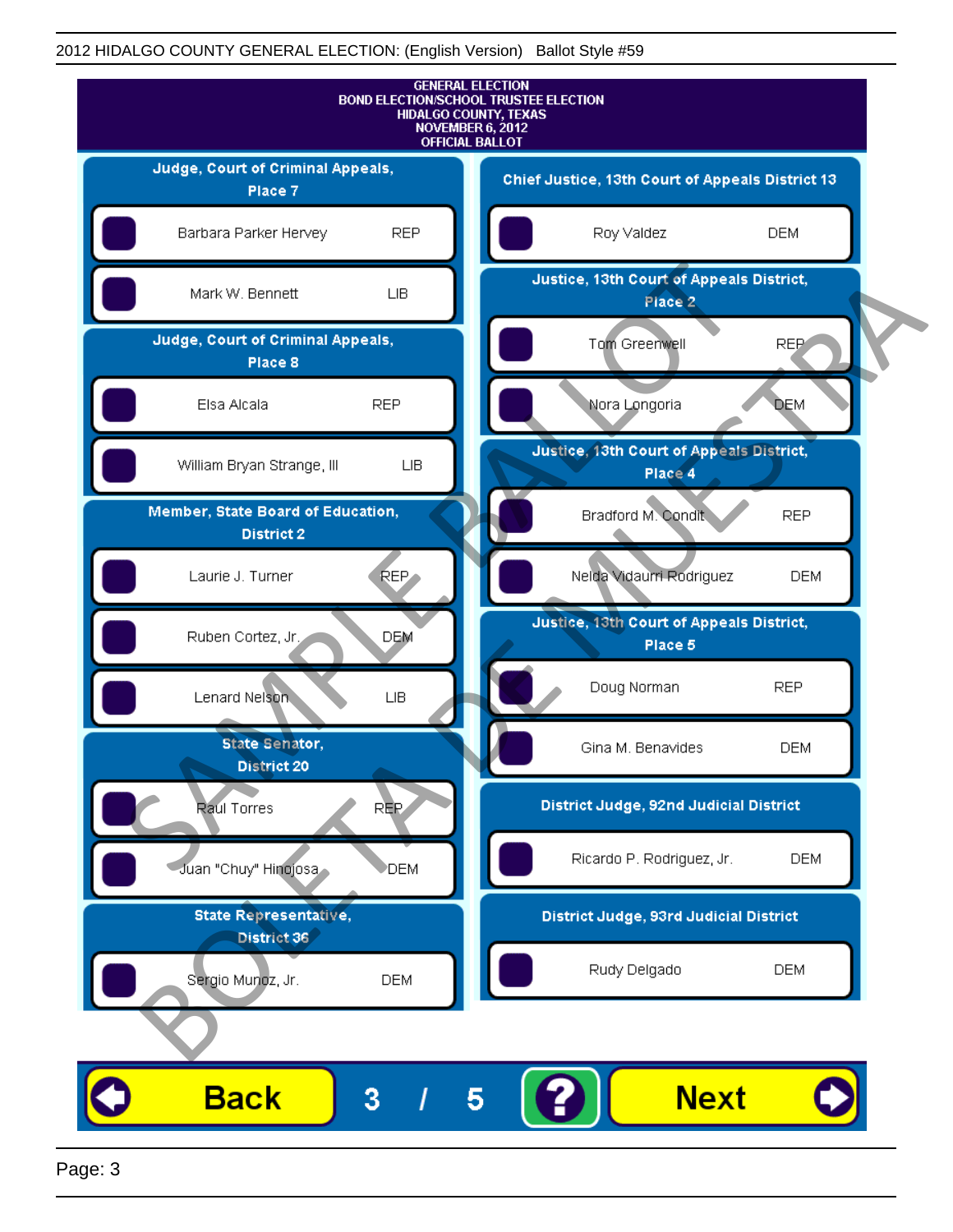GENERAL ELECTION
BOND ELECTION/SCHOOL TRUSTEE ELECTION
HIDALGO COUNTY, TEXAS
NOVEMBER 6, 2012
OFFICIAL BALLOT

## Judge, Court of Criminal Appeals, Place 7

| Candidate | Party |
| --- | --- |
| Barbara Parker Hervey | REP |
| Mark W. Bennett | LIB |

## Judge, Court of Criminal Appeals, Place 8

| Candidate | Party |
| --- | --- |
| Elsa Alcala | REP |
| William Bryan Strange, III | LIB |

## Member, State Board of Education, District 2

| Candidate | Party |
| --- | --- |
| Laurie J. Turner | REP |
| Ruben Cortez, Jr. | DEM |
| Lenard Nelson | LIB |

## State Senator, District 20

| Candidate | Party |
| --- | --- |
| Raul Torres | REP |
| Juan "Chuy" Hinojosa | DEM |

## State Representative, District 36

| Candidate | Party |
| --- | --- |
| Sergio Munoz, Jr. | DEM |

## Chief Justice, 13th Court of Appeals District 13

| Candidate | Party |
| --- | --- |
| Roy Valdez | DEM |

## Justice, 13th Court of Appeals District, Place 2

| Candidate | Party |
| --- | --- |
| Tom Greenwell | REP |
| Nora Longoria | DEM |

## Justice, 13th Court of Appeals District, Place 4

| Candidate | Party |
| --- | --- |
| Bradford M. Condit | REP |
| Nelda Vidaurri Rodriguez | DEM |

## Justice, 13th Court of Appeals District, Place 5

| Candidate | Party |
| --- | --- |
| Doug Norman | REP |
| Gina M. Benavides | DEM |

## District Judge, 92nd Judicial District

| Candidate | Party |
| --- | --- |
| Ricardo P. Rodriguez, Jr. | DEM |

## District Judge, 93rd Judicial District

| Candidate | Party |
| --- | --- |
| Rudy Delgado | DEM |

SAMPLE BALLOT
BOLETA DE MUESTRA

Back 3 / 5 ? Next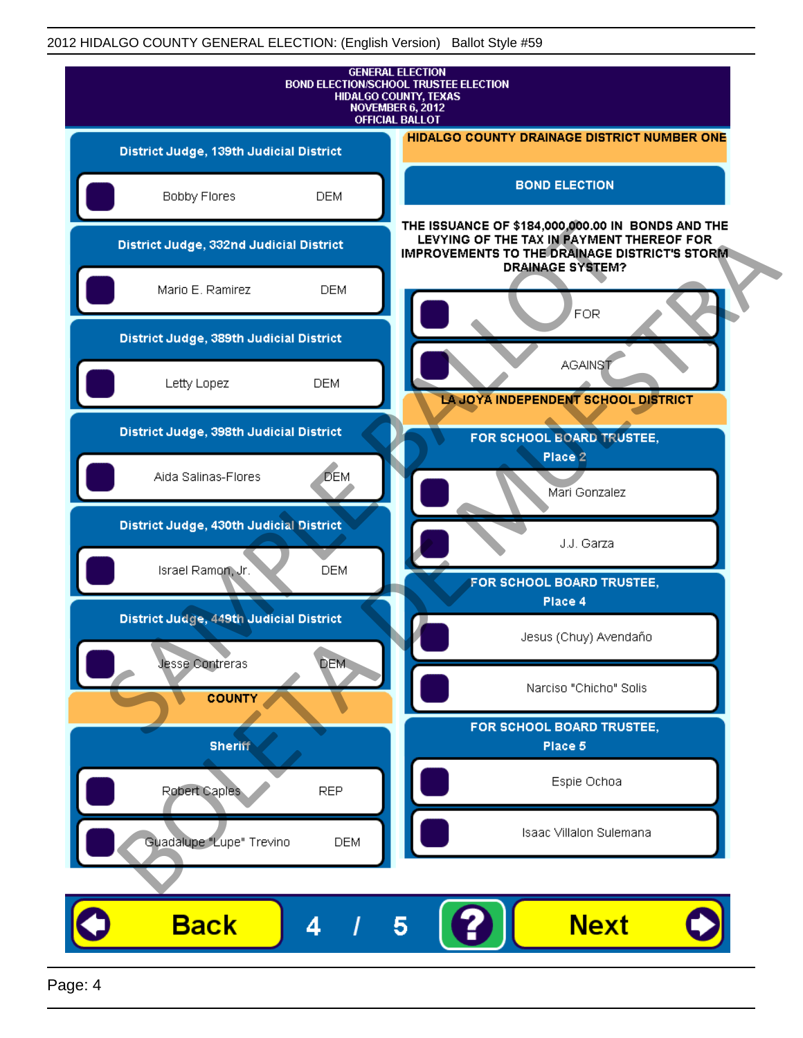GENERAL ELECTION
BOND ELECTION/SCHOOL TRUSTEE ELECTION
HIDALGO COUNTY, TEXAS
NOVEMBER 6, 2012
OFFICIAL BALLOT

## District Judge, 139th Judicial District

- Bobby Flores — DEM

## District Judge, 332nd Judicial District

- Mario E. Ramirez — DEM

## District Judge, 389th Judicial District

- Letty Lopez — DEM

## District Judge, 398th Judicial District

- Aida Salinas-Flores — DEM

## District Judge, 430th Judicial District

- Israel Ramon, Jr. — DEM

## District Judge, 449th Judicial District

- Jesse Contreras — DEM

# COUNTY

## Sheriff

- Robert Caples — REP
- Guadalupe "Lupe" Trevino — DEM

# HIDALGO COUNTY DRAINAGE DISTRICT NUMBER ONE

## BOND ELECTION

THE ISSUANCE OF $184,000,000.00 IN BONDS AND THE LEVYING OF THE TAX IN PAYMENT THEREOF FOR IMPROVEMENTS TO THE DRAINAGE DISTRICT'S STORM DRAINAGE SYSTEM?

- FOR
- AGAINST

# LA JOYA INDEPENDENT SCHOOL DISTRICT

## FOR SCHOOL BOARD TRUSTEE, Place 2

- Mari Gonzalez
- J.J. Garza

## FOR SCHOOL BOARD TRUSTEE, Place 4

- Jesus (Chuy) Avendaño
- Narciso "Chicho" Solis

## FOR SCHOOL BOARD TRUSTEE, Place 5

- Espie Ochoa
- Isaac Villalon Sulemana

SAMPLE BALLOT / BOLETA DE MUESTRA

Back 4 / 5 ? Next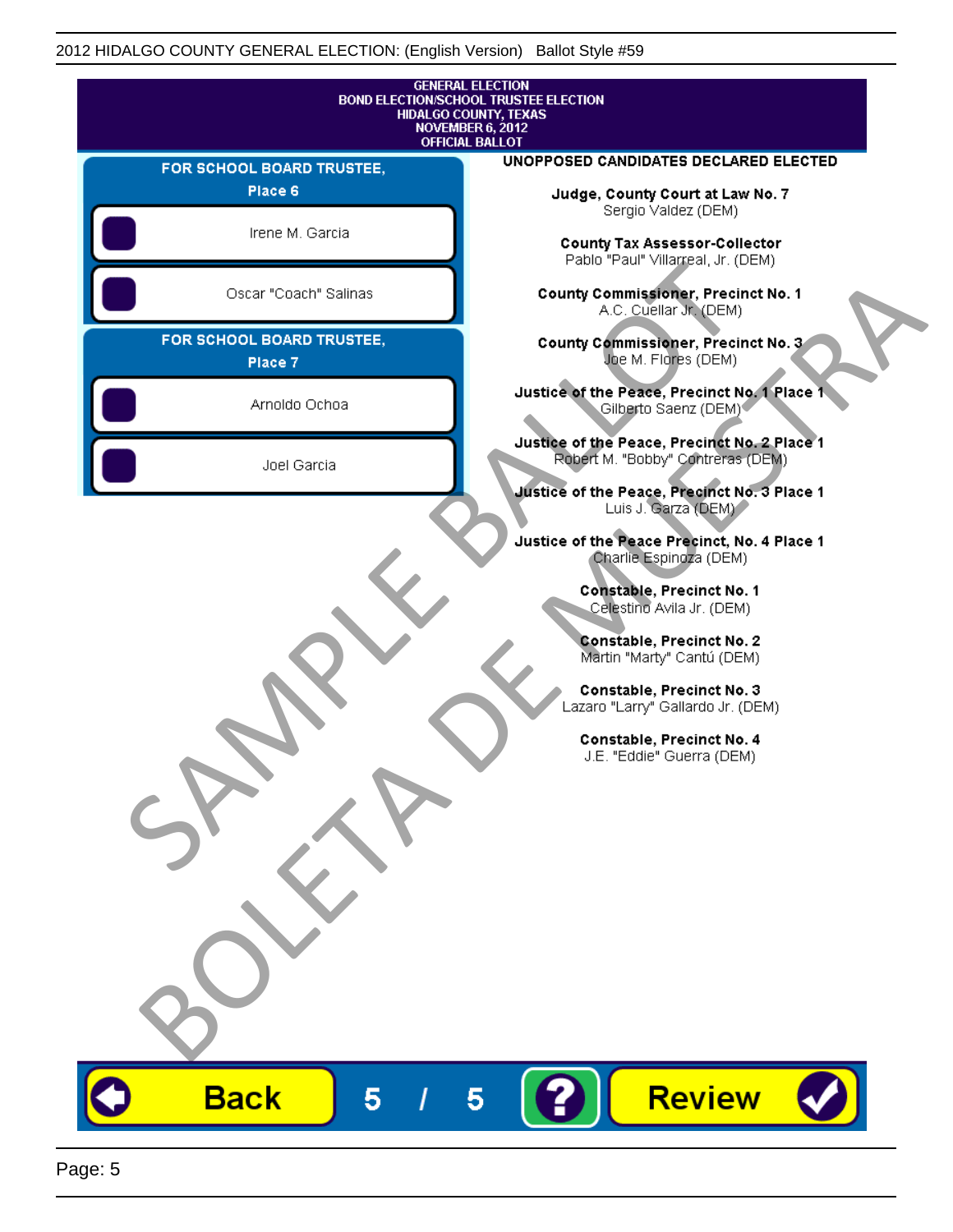2012 HIDALGO COUNTY GENERAL ELECTION: (English Version) Ballot Style #59

**GENERAL ELECTION**
**BOND ELECTION/SCHOOL TRUSTEE ELECTION**
**HIDALGO COUNTY, TEXAS**
**NOVEMBER 6, 2012**
**OFFICIAL BALLOT**

## FOR SCHOOL BOARD TRUSTEE, Place 6

- Irene M. Garcia
- Oscar "Coach" Salinas

## FOR SCHOOL BOARD TRUSTEE, Place 7

- Arnoldo Ochoa
- Joel Garcia

## UNOPPOSED CANDIDATES DECLARED ELECTED

**Judge, County Court at Law No. 7**
Sergio Valdez (DEM)

**County Tax Assessor-Collector**
Pablo "Paul" Villarreal, Jr. (DEM)

**County Commissioner, Precinct No. 1**
A.C. Cuellar Jr. (DEM)

**County Commissioner, Precinct No. 3**
Joe M. Flores (DEM)

**Justice of the Peace, Precinct No. 1 Place 1**
Gilberto Saenz (DEM)

**Justice of the Peace, Precinct No. 2 Place 1**
Robert M. "Bobby" Contreras (DEM)

**Justice of the Peace, Precinct No. 3 Place 1**
Luis J. Garza (DEM)

**Justice of the Peace Precinct, No. 4 Place 1**
Charlie Espinoza (DEM)

**Constable, Precinct No. 1**
Celestino Avila Jr. (DEM)

**Constable, Precinct No. 2**
Martin "Marty" Cantú (DEM)

**Constable, Precinct No. 3**
Lazaro "Larry" Gallardo Jr. (DEM)

**Constable, Precinct No. 4**
J.E. "Eddie" Guerra (DEM)

SAMPLE BALLOT
BOLETA DE MUESTRA

Back 5 / 5 ? Review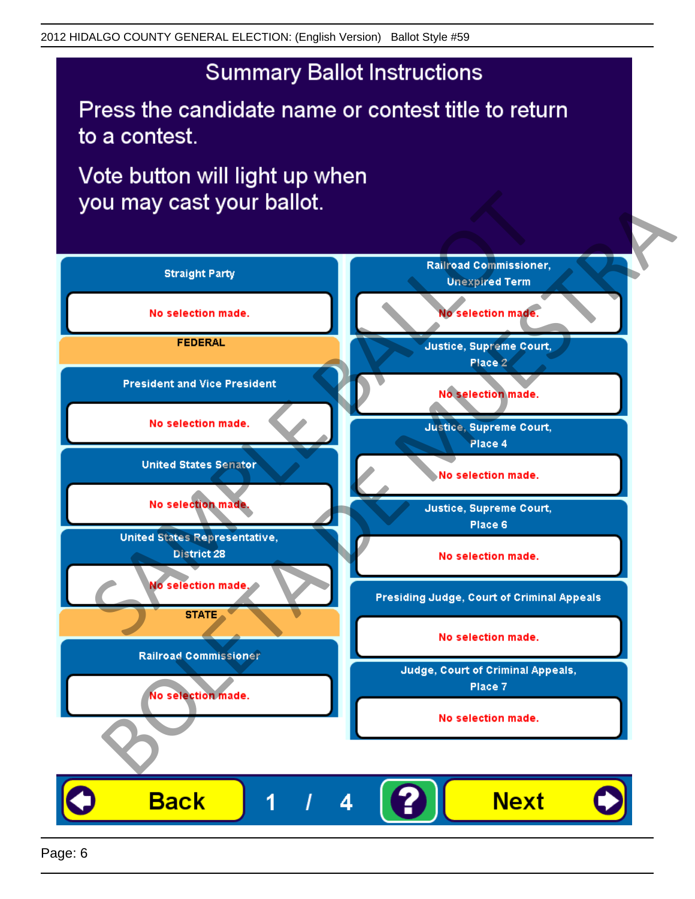2012 HIDALGO COUNTY GENERAL ELECTION: (English Version) Ballot Style #59

# Summary Ballot Instructions

Press the candidate name or contest title to return to a contest.

Vote button will light up when you may cast your ballot.

**Straight Party**

No selection made.

**FEDERAL**

**President and Vice President**

No selection made.

**United States Senator**

No selection made.

**United States Representative, District 28**

No selection made.

**STATE**

**Railroad Commissioner**

No selection made.

**Railroad Commissioner, Unexpired Term**

No selection made.

**Justice, Supreme Court, Place 2**

No selection made.

**Justice, Supreme Court, Place 4**

No selection made.

**Justice, Supreme Court, Place 6**

No selection made.

**Presiding Judge, Court of Criminal Appeals**

No selection made.

**Judge, Court of Criminal Appeals, Place 7**

No selection made.

Back 1 / 4 ? Next

SAMPLE BALLOT BOLETA DE MUESTRA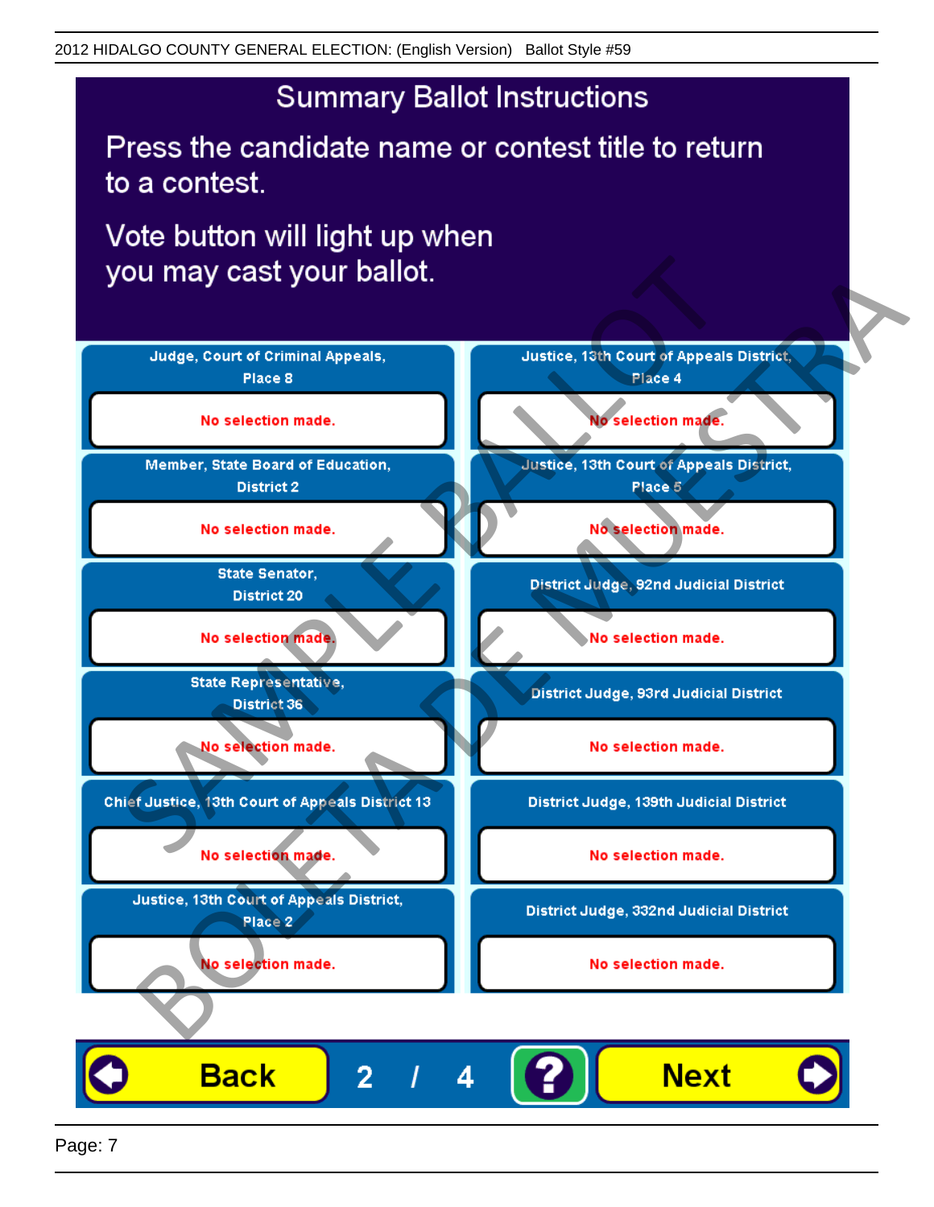# Summary Ballot Instructions

Press the candidate name or contest title to return to a contest.

Vote button will light up when you may cast your ballot.

| Contest | Selection | Contest | Selection |
|---|---|---|---|
| Judge, Court of Criminal Appeals, Place 8 | No selection made. | Justice, 13th Court of Appeals District, Place 4 | No selection made. |
| Member, State Board of Education, District 2 | No selection made. | Justice, 13th Court of Appeals District, Place 5 | No selection made. |
| State Senator, District 20 | No selection made. | District Judge, 92nd Judicial District | No selection made. |
| State Representative, District 36 | No selection made. | District Judge, 93rd Judicial District | No selection made. |
| Chief Justice, 13th Court of Appeals District 13 | No selection made. | District Judge, 139th Judicial District | No selection made. |
| Justice, 13th Court of Appeals District, Place 2 | No selection made. | District Judge, 332nd Judicial District | No selection made. |

Back 2 / 4 ? Next

SAMPLE BALLOT
BOLETA DE MUESTRA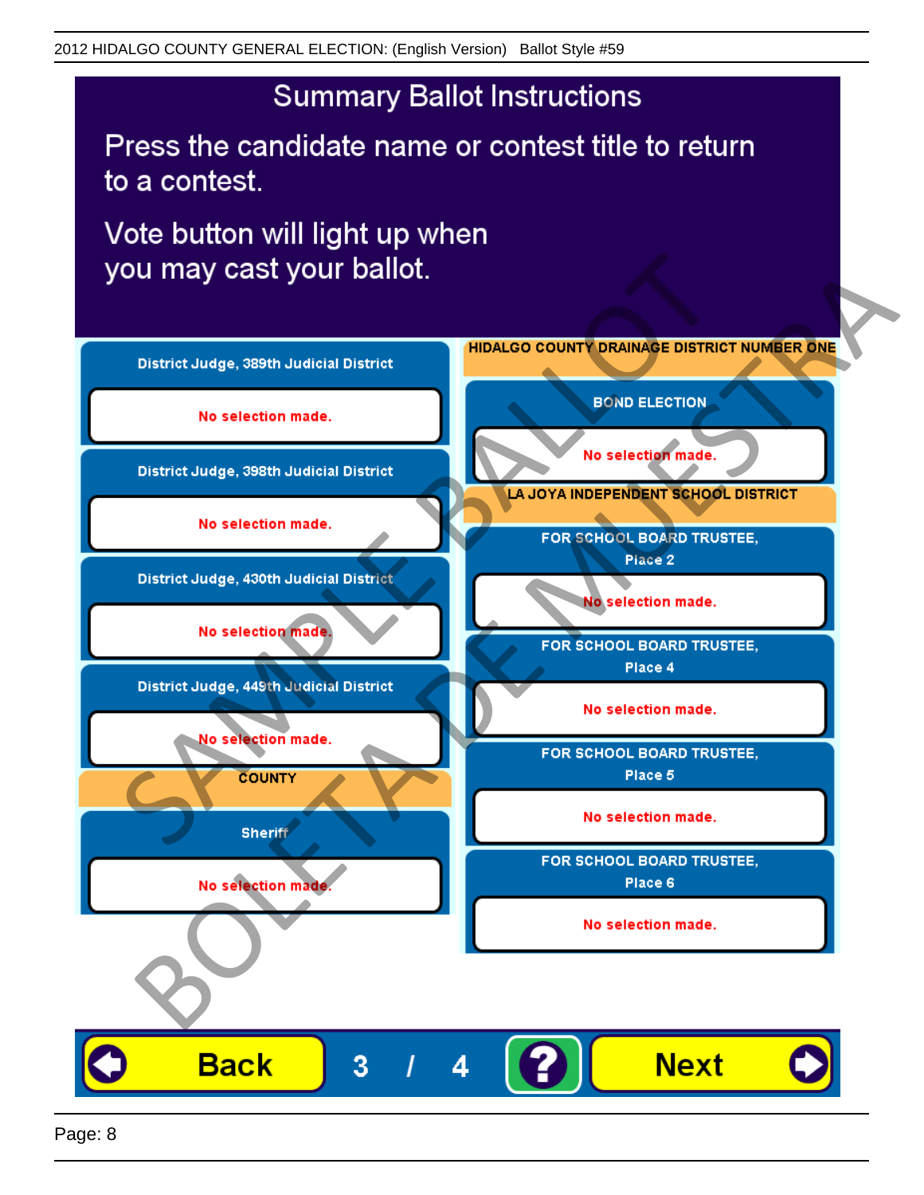# Summary Ballot Instructions

Press the candidate name or contest title to return to a contest.

Vote button will light up when you may cast your ballot.

**District Judge, 389th Judicial District**

No selection made.

**District Judge, 398th Judicial District**

No selection made.

**District Judge, 430th Judicial District**

No selection made.

**District Judge, 449th Judicial District**

No selection made.

**COUNTY**

**Sheriff**

No selection made.

**HIDALGO COUNTY DRAINAGE DISTRICT NUMBER ONE**

**BOND ELECTION**

No selection made.

**LA JOYA INDEPENDENT SCHOOL DISTRICT**

**FOR SCHOOL BOARD TRUSTEE, Place 2**

No selection made.

**FOR SCHOOL BOARD TRUSTEE, Place 4**

No selection made.

**FOR SCHOOL BOARD TRUSTEE, Place 5**

No selection made.

**FOR SCHOOL BOARD TRUSTEE, Place 6**

No selection made.

Back 3 / 4 ? Next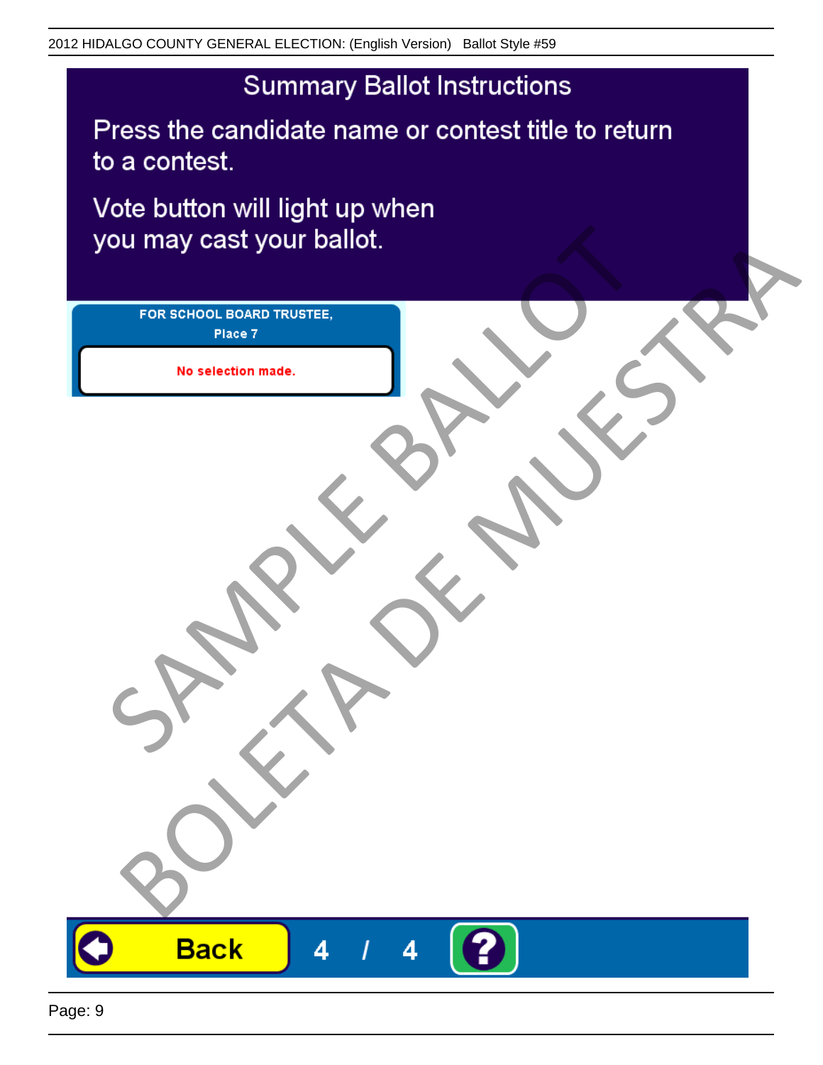# Summary Ballot Instructions

Press the candidate name or contest title to return to a contest.

Vote button will light up when you may cast your ballot.

**FOR SCHOOL BOARD TRUSTEE, Place 7**

No selection made.

SAMPLE BALLOT

BOLETA DE MUESTRA

Back 4 / 4 ?